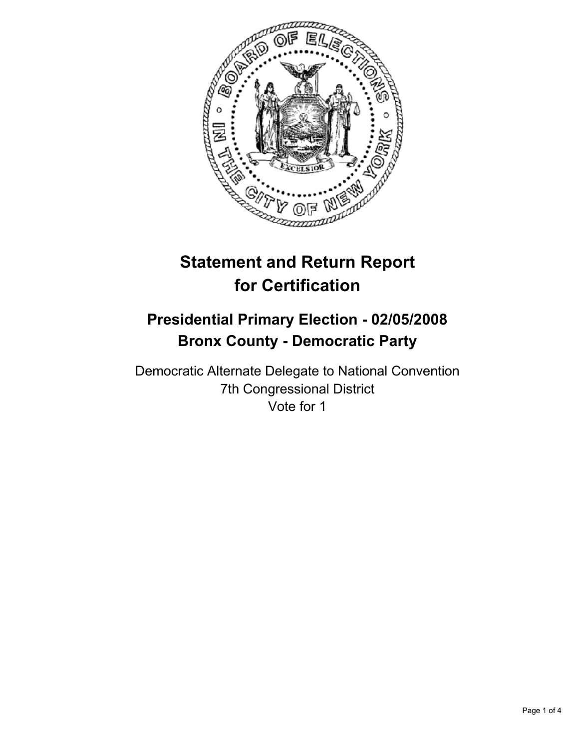# Statement and Return Report for Certification

## Presidential Primary Election - 02/05/2008
## Bronx County - Democratic Party

Democratic Alternate Delegate to National Convention
7th Congressional District
Vote for 1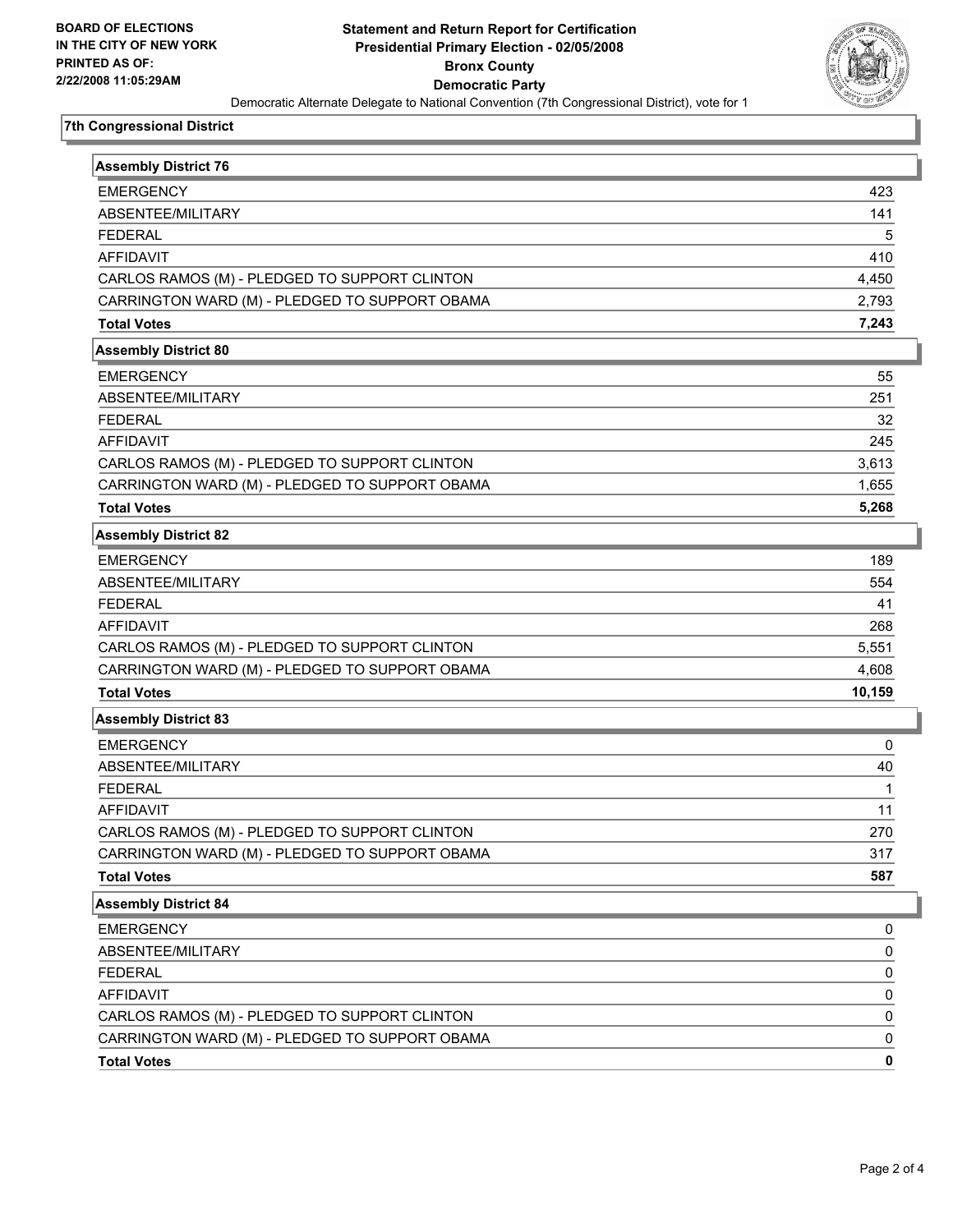**BOARD OF ELECTIONS IN THE CITY OF NEW YORK PRINTED AS OF: 2/22/2008 11:05:29AM**

# Statement and Return Report for Certification
## Presidential Primary Election - 02/05/2008
## Bronx County
## Democratic Party

Democratic Alternate Delegate to National Convention (7th Congressional District), vote for 1

### 7th Congressional District

| Assembly District 76 | |
|---|---|
| EMERGENCY | 423 |
| ABSENTEE/MILITARY | 141 |
| FEDERAL | 5 |
| AFFIDAVIT | 410 |
| CARLOS RAMOS (M) - PLEDGED TO SUPPORT CLINTON | 4,450 |
| CARRINGTON WARD (M) - PLEDGED TO SUPPORT OBAMA | 2,793 |
| **Total Votes** | **7,243** |

| Assembly District 80 | |
|---|---|
| EMERGENCY | 55 |
| ABSENTEE/MILITARY | 251 |
| FEDERAL | 32 |
| AFFIDAVIT | 245 |
| CARLOS RAMOS (M) - PLEDGED TO SUPPORT CLINTON | 3,613 |
| CARRINGTON WARD (M) - PLEDGED TO SUPPORT OBAMA | 1,655 |
| **Total Votes** | **5,268** |

| Assembly District 82 | |
|---|---|
| EMERGENCY | 189 |
| ABSENTEE/MILITARY | 554 |
| FEDERAL | 41 |
| AFFIDAVIT | 268 |
| CARLOS RAMOS (M) - PLEDGED TO SUPPORT CLINTON | 5,551 |
| CARRINGTON WARD (M) - PLEDGED TO SUPPORT OBAMA | 4,608 |
| **Total Votes** | **10,159** |

| Assembly District 83 | |
|---|---|
| EMERGENCY | 0 |
| ABSENTEE/MILITARY | 40 |
| FEDERAL | 1 |
| AFFIDAVIT | 11 |
| CARLOS RAMOS (M) - PLEDGED TO SUPPORT CLINTON | 270 |
| CARRINGTON WARD (M) - PLEDGED TO SUPPORT OBAMA | 317 |
| **Total Votes** | **587** |

| Assembly District 84 | |
|---|---|
| EMERGENCY | 0 |
| ABSENTEE/MILITARY | 0 |
| FEDERAL | 0 |
| AFFIDAVIT | 0 |
| CARLOS RAMOS (M) - PLEDGED TO SUPPORT CLINTON | 0 |
| CARRINGTON WARD (M) - PLEDGED TO SUPPORT OBAMA | 0 |
| **Total Votes** | **0** |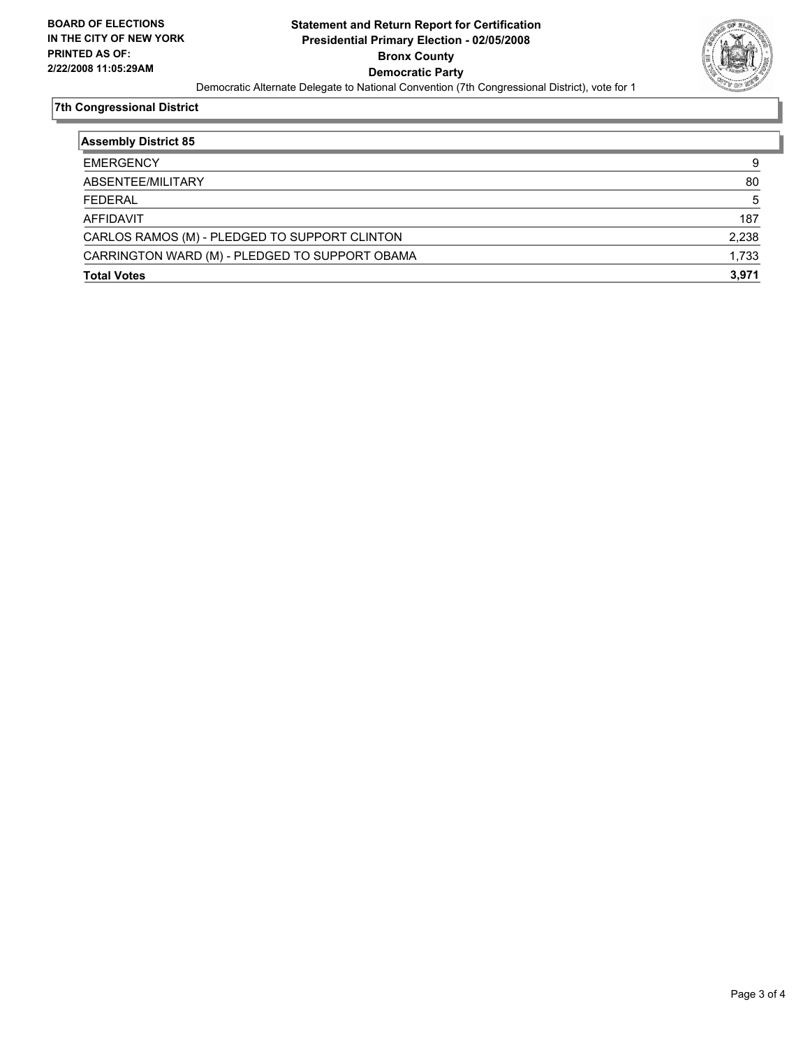**BOARD OF ELECTIONS IN THE CITY OF NEW YORK PRINTED AS OF: 2/22/2008 11:05:29AM**

# Statement and Return Report for Certification Presidential Primary Election - 02/05/2008 Bronx County Democratic Party

Democratic Alternate Delegate to National Convention (7th Congressional District), vote for 1

## 7th Congressional District

### Assembly District 85

| | |
|---|---|
| EMERGENCY | 9 |
| ABSENTEE/MILITARY | 80 |
| FEDERAL | 5 |
| AFFIDAVIT | 187 |
| CARLOS RAMOS (M) - PLEDGED TO SUPPORT CLINTON | 2,238 |
| CARRINGTON WARD (M) - PLEDGED TO SUPPORT OBAMA | 1,733 |
| **Total Votes** | **3,971** |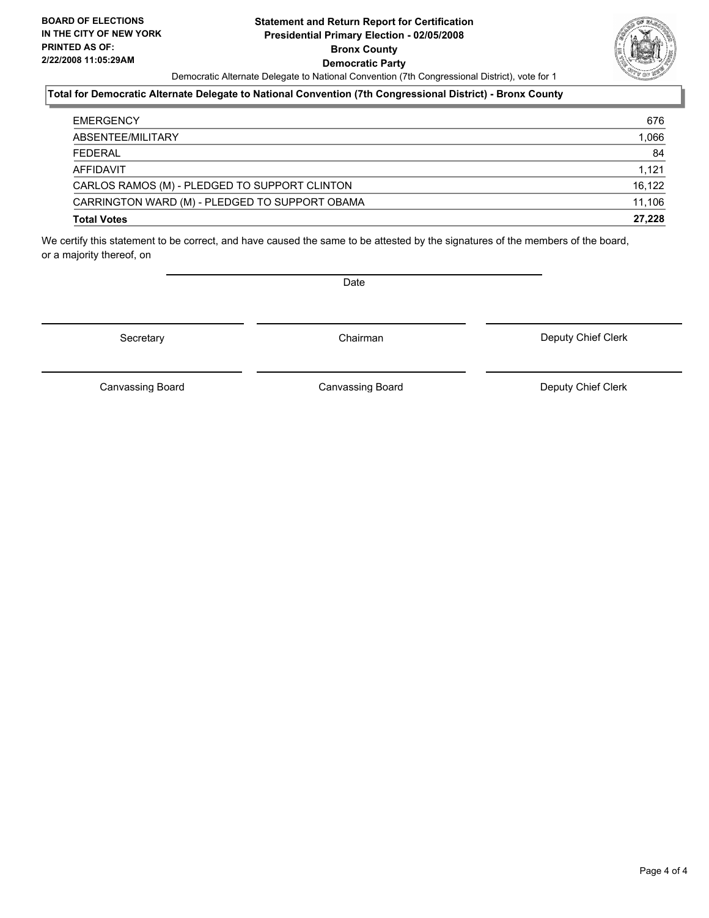**BOARD OF ELECTIONS IN THE CITY OF NEW YORK PRINTED AS OF: 2/22/2008 11:05:29AM**

**Statement and Return Report for Certification Presidential Primary Election - 02/05/2008 Bronx County Democratic Party**

Democratic Alternate Delegate to National Convention (7th Congressional District), vote for 1

**Total for Democratic Alternate Delegate to National Convention (7th Congressional District) - Bronx County**

| | |
|---|---|
| EMERGENCY | 676 |
| ABSENTEE/MILITARY | 1,066 |
| FEDERAL | 84 |
| AFFIDAVIT | 1,121 |
| CARLOS RAMOS (M) - PLEDGED TO SUPPORT CLINTON | 16,122 |
| CARRINGTON WARD (M) - PLEDGED TO SUPPORT OBAMA | 11,106 |
| **Total Votes** | **27,228** |

We certify this statement to be correct, and have caused the same to be attested by the signatures of the members of the board, or a majority thereof, on

Date

Secretary

Chairman

Deputy Chief Clerk

Canvassing Board

Canvassing Board

Deputy Chief Clerk